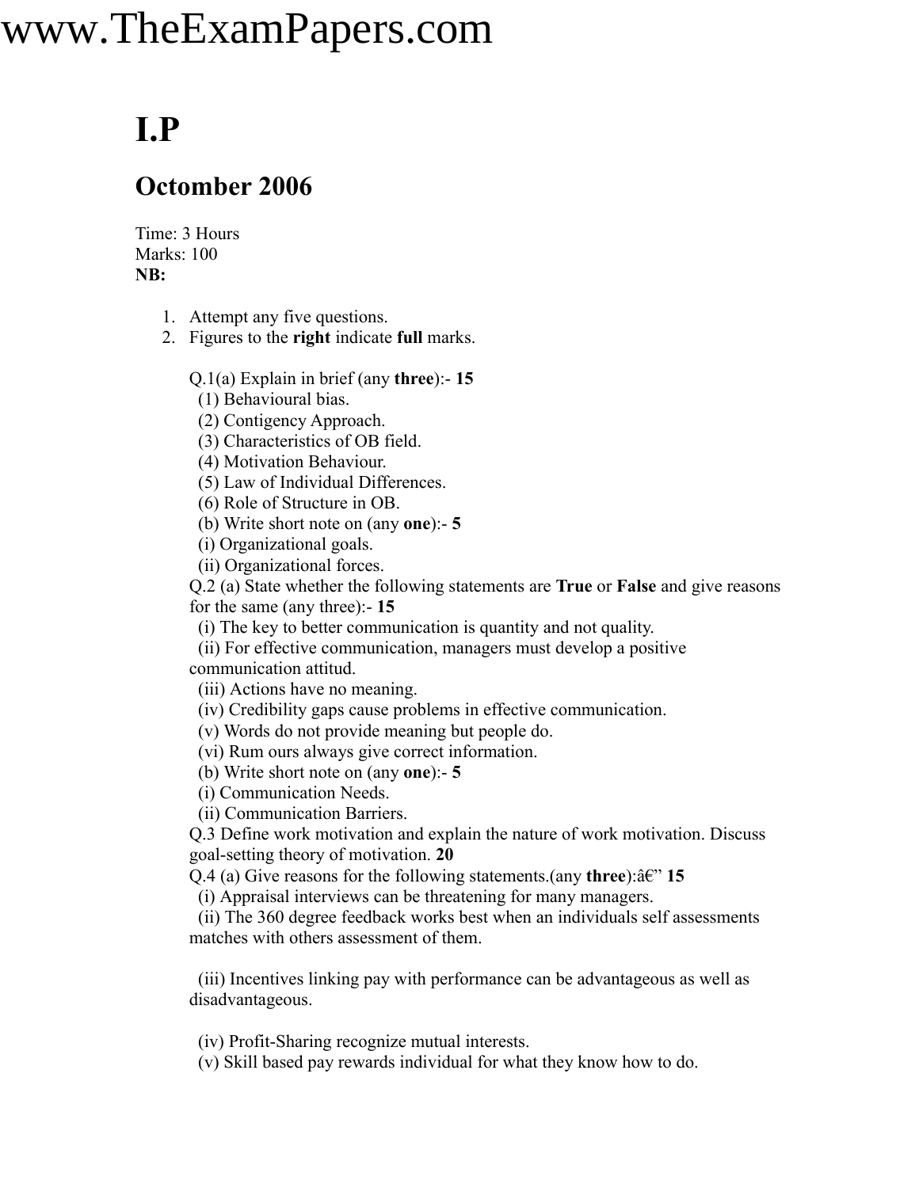www.TheExamPapers.com

# I.P

## Octomber 2006

Time: 3 Hours
Marks: 100
**NB:**

1. Attempt any five questions.
2. Figures to the **right** indicate **full** marks.

Q.1(a) Explain in brief (any **three**):- **15**
 (1) Behavioural bias.
 (2) Contigency Approach.
 (3) Characteristics of OB field.
 (4) Motivation Behaviour.
 (5) Law of Individual Differences.
 (6) Role of Structure in OB.
 (b) Write short note on (any **one**):- **5**
 (i) Organizational goals.
 (ii) Organizational forces.
Q.2 (a) State whether the following statements are **True** or **False** and give reasons for the same (any three):- **15**
 (i) The key to better communication is quantity and not quality.
 (ii) For effective communication, managers must develop a positive communication attitud.
 (iii) Actions have no meaning.
 (iv) Credibility gaps cause problems in effective communication.
 (v) Words do not provide meaning but people do.
 (vi) Rum ours always give correct information.
 (b) Write short note on (any **one**):- **5**
 (i) Communication Needs.
 (ii) Communication Barriers.
Q.3 Define work motivation and explain the nature of work motivation. Discuss goal-setting theory of motivation. **20**
Q.4 (a) Give reasons for the following statements.(any **three**):â€" **15**
 (i) Appraisal interviews can be threatening for many managers.
 (ii) The 360 degree feedback works best when an individuals self assessments matches with others assessment of them.

 (iii) Incentives linking pay with performance can be advantageous as well as disadvantageous.

 (iv) Profit-Sharing recognize mutual interests.
 (v) Skill based pay rewards individual for what they know how to do.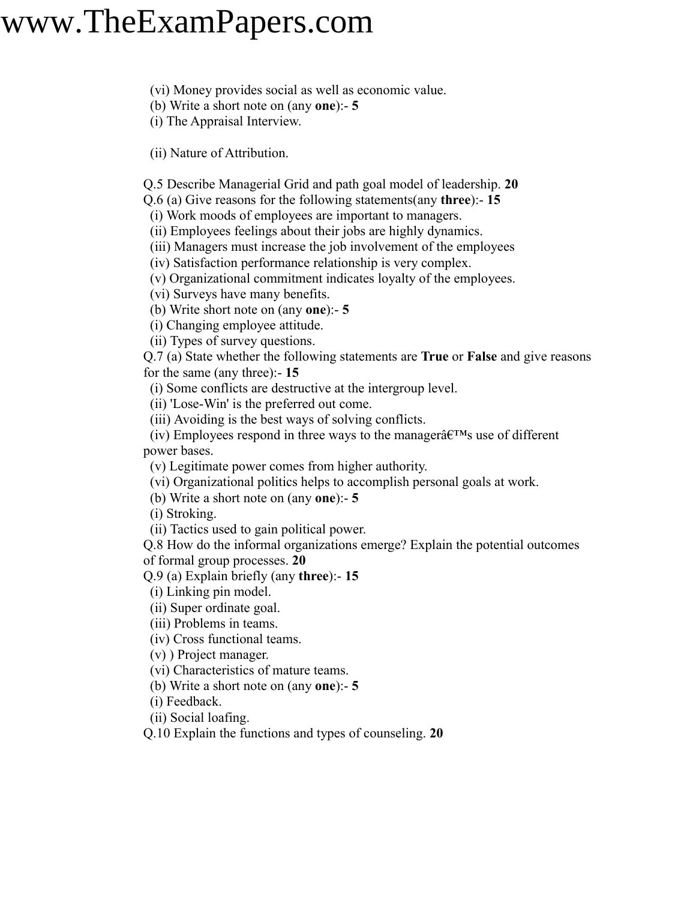(vi) Money provides social as well as economic value.

(b) Write a short note on (any **one**):- **5**

(i) The Appraisal Interview.

(ii) Nature of Attribution.

Q.5 Describe Managerial Grid and path goal model of leadership. **20**

Q.6 (a) Give reasons for the following statements(any **three**):- **15**

(i) Work moods of employees are important to managers.

(ii) Employees feelings about their jobs are highly dynamics.

(iii) Managers must increase the job involvement of the employees

(iv) Satisfaction performance relationship is very complex.

(v) Organizational commitment indicates loyalty of the employees.

(vi) Surveys have many benefits.

(b) Write short note on (any **one**):- **5**

(i) Changing employee attitude.

(ii) Types of survey questions.

Q.7 (a) State whether the following statements are **True** or **False** and give reasons for the same (any three):- **15**

(i) Some conflicts are destructive at the intergroup level.

(ii) 'Lose-Win' is the preferred out come.

(iii) Avoiding is the best ways of solving conflicts.

(iv) Employees respond in three ways to the managerâ€™s use of different power bases.

(v) Legitimate power comes from higher authority.

(vi) Organizational politics helps to accomplish personal goals at work.

(b) Write a short note on (any **one**):- **5**

(i) Stroking.

(ii) Tactics used to gain political power.

Q.8 How do the informal organizations emerge? Explain the potential outcomes of formal group processes. **20**

Q.9 (a) Explain briefly (any **three**):- **15**

(i) Linking pin model.

(ii) Super ordinate goal.

(iii) Problems in teams.

(iv) Cross functional teams.

(v) ) Project manager.

(vi) Characteristics of mature teams.

(b) Write a short note on (any **one**):- **5**

(i) Feedback.

(ii) Social loafing.

Q.10 Explain the functions and types of counseling. **20**